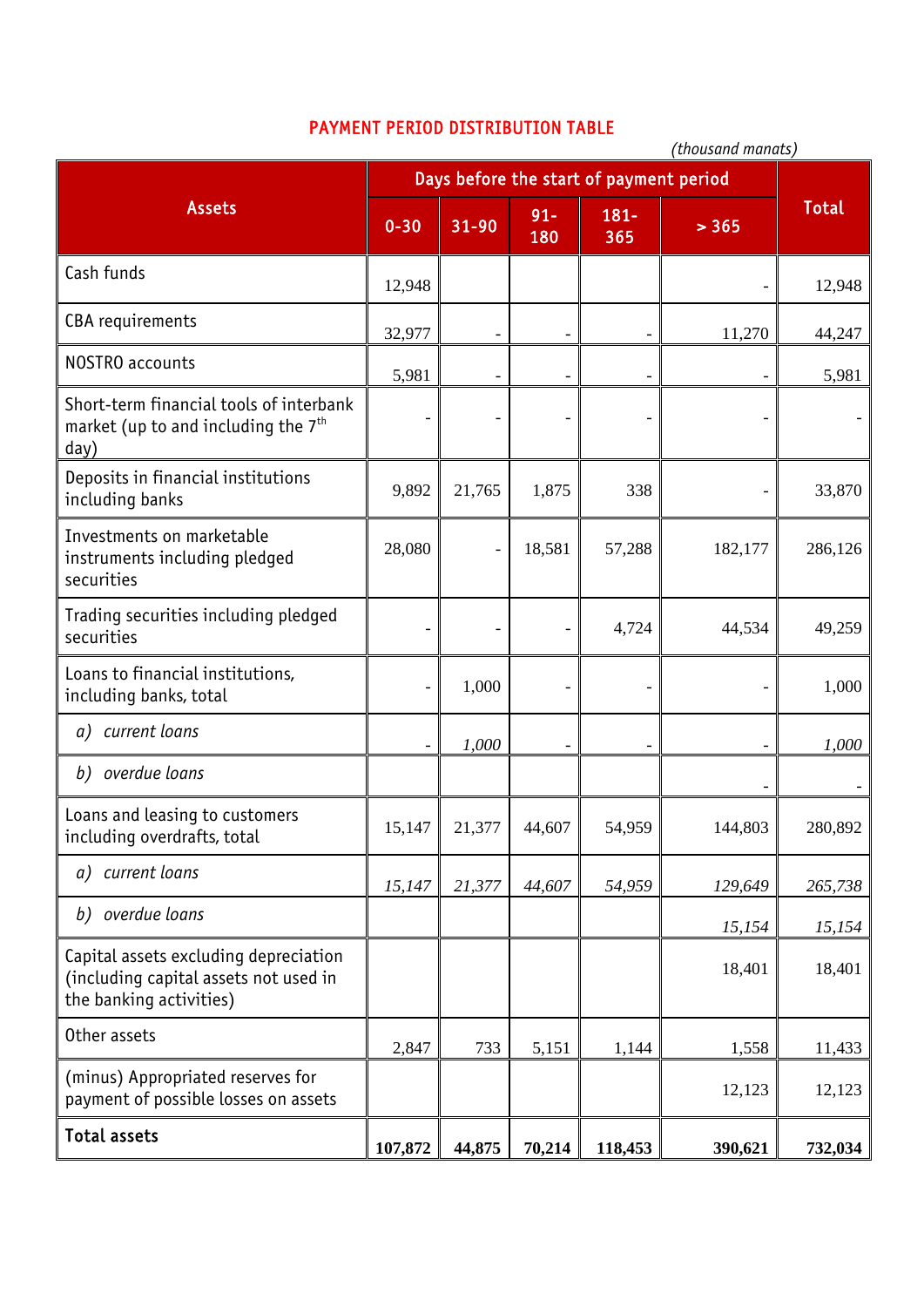# PAYMENT PERIOD DISTRIBUTION TABLE

(thousand manats)

| Assets | Days before the start of payment period | | | | | Total |
|---|---|---|---|---|---|---|
| | 0-30 | 31-90 | 91-180 | 181-365 | > 365 | |
| Cash funds | 12,948 | | | | - | 12,948 |
| CBA requirements | 32,977 | - | - | - | 11,270 | 44,247 |
| NOSTRO accounts | 5,981 | - | - | - | - | 5,981 |
| Short-term financial tools of interbank market (up to and including the 7th day) | - | - | - | - | - | - |
| Deposits in financial institutions including banks | 9,892 | 21,765 | 1,875 | 338 | - | 33,870 |
| Investments on marketable instruments including pledged securities | 28,080 | - | 18,581 | 57,288 | 182,177 | 286,126 |
| Trading securities including pledged securities | - | - | - | 4,724 | 44,534 | 49,259 |
| Loans to financial institutions, including banks, total | - | 1,000 | - | - | - | 1,000 |
| *a) current loans* | - | *1,000* | - | - | - | *1,000* |
| *b) overdue loans* | | | | | - | - |
| Loans and leasing to customers including overdrafts, total | 15,147 | 21,377 | 44,607 | 54,959 | 144,803 | 280,892 |
| *a) current loans* | *15,147* | *21,377* | *44,607* | *54,959* | *129,649* | *265,738* |
| *b) overdue loans* | | | | | *15,154* | *15,154* |
| Capital assets excluding depreciation (including capital assets not used in the banking activities) | | | | | 18,401 | 18,401 |
| Other assets | 2,847 | 733 | 5,151 | 1,144 | 1,558 | 11,433 |
| (minus) Appropriated reserves for payment of possible losses on assets | | | | | 12,123 | 12,123 |
| **Total assets** | **107,872** | **44,875** | **70,214** | **118,453** | **390,621** | **732,034** |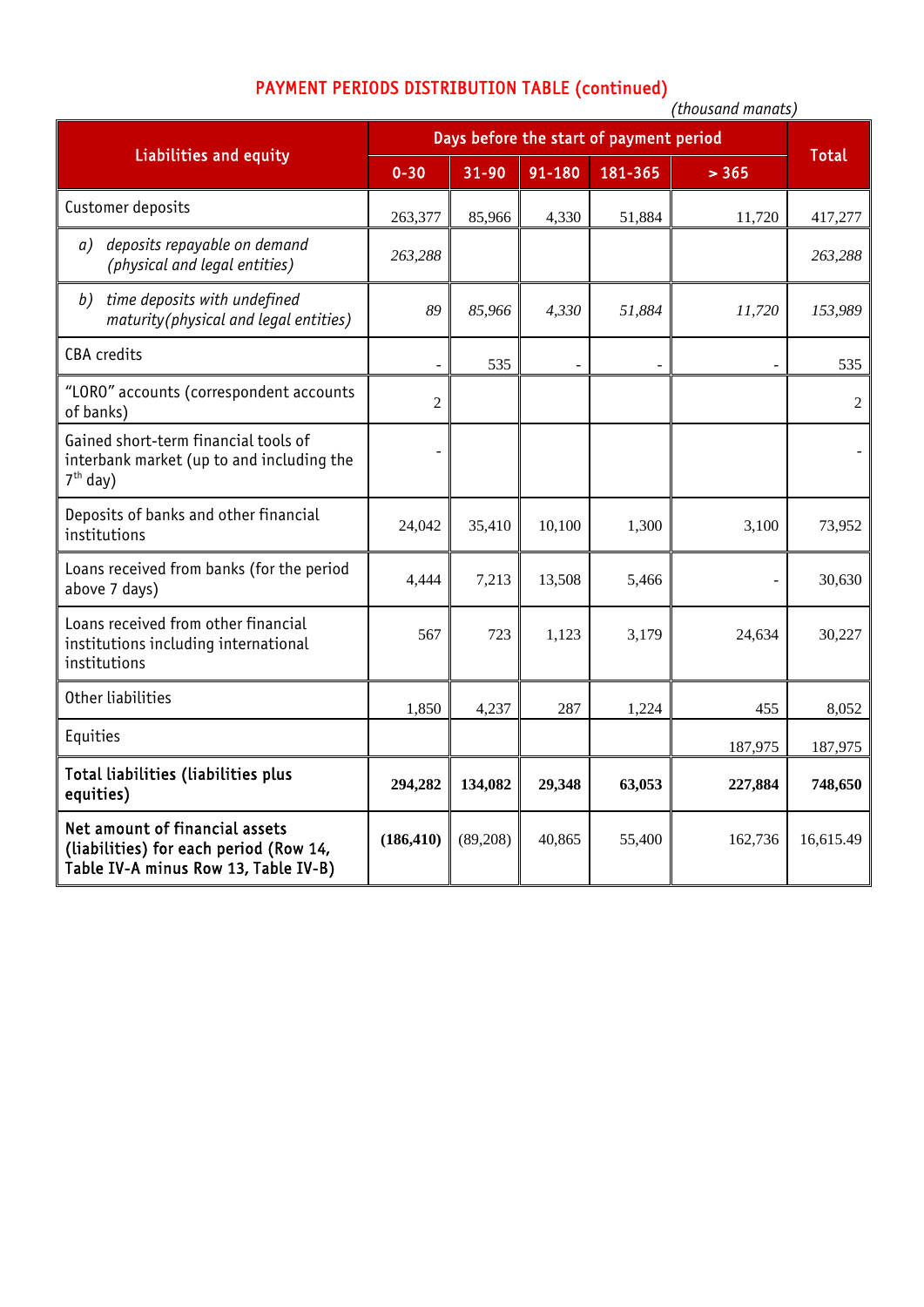## PAYMENT PERIODS DISTRIBUTION TABLE (continued)

*(thousand manats)*

| Liabilities and equity | Days before the start of payment period | | | | | Total |
|---|---|---|---|---|---|---|
| | 0-30 | 31-90 | 91-180 | 181-365 | > 365 | |
| Customer deposits | 263,377 | 85,966 | 4,330 | 51,884 | 11,720 | 417,277 |
| *a) deposits repayable on demand (physical and legal entities)* | *263,288* | | | | | *263,288* |
| *b) time deposits with undefined maturity(physical and legal entities)* | *89* | *85,966* | *4,330* | *51,884* | *11,720* | *153,989* |
| CBA credits | - | 535 | - | - | - | 535 |
| "LORO" accounts (correspondent accounts of banks) | 2 | | | | | 2 |
| Gained short-term financial tools of interbank market (up to and including the 7th day) | - | | | | | - |
| Deposits of banks and other financial institutions | 24,042 | 35,410 | 10,100 | 1,300 | 3,100 | 73,952 |
| Loans received from banks (for the period above 7 days) | 4,444 | 7,213 | 13,508 | 5,466 | - | 30,630 |
| Loans received from other financial institutions including international institutions | 567 | 723 | 1,123 | 3,179 | 24,634 | 30,227 |
| Other liabilities | 1,850 | 4,237 | 287 | 1,224 | 455 | 8,052 |
| Equities | | | | | 187,975 | 187,975 |
| **Total liabilities (liabilities plus equities)** | **294,282** | **134,082** | **29,348** | **63,053** | **227,884** | **748,650** |
| **Net amount of financial assets (liabilities) for each period (Row 14, Table IV-A minus Row 13, Table IV-B)** | **(186,410)** | (89,208) | 40,865 | 55,400 | 162,736 | 16,615.49 |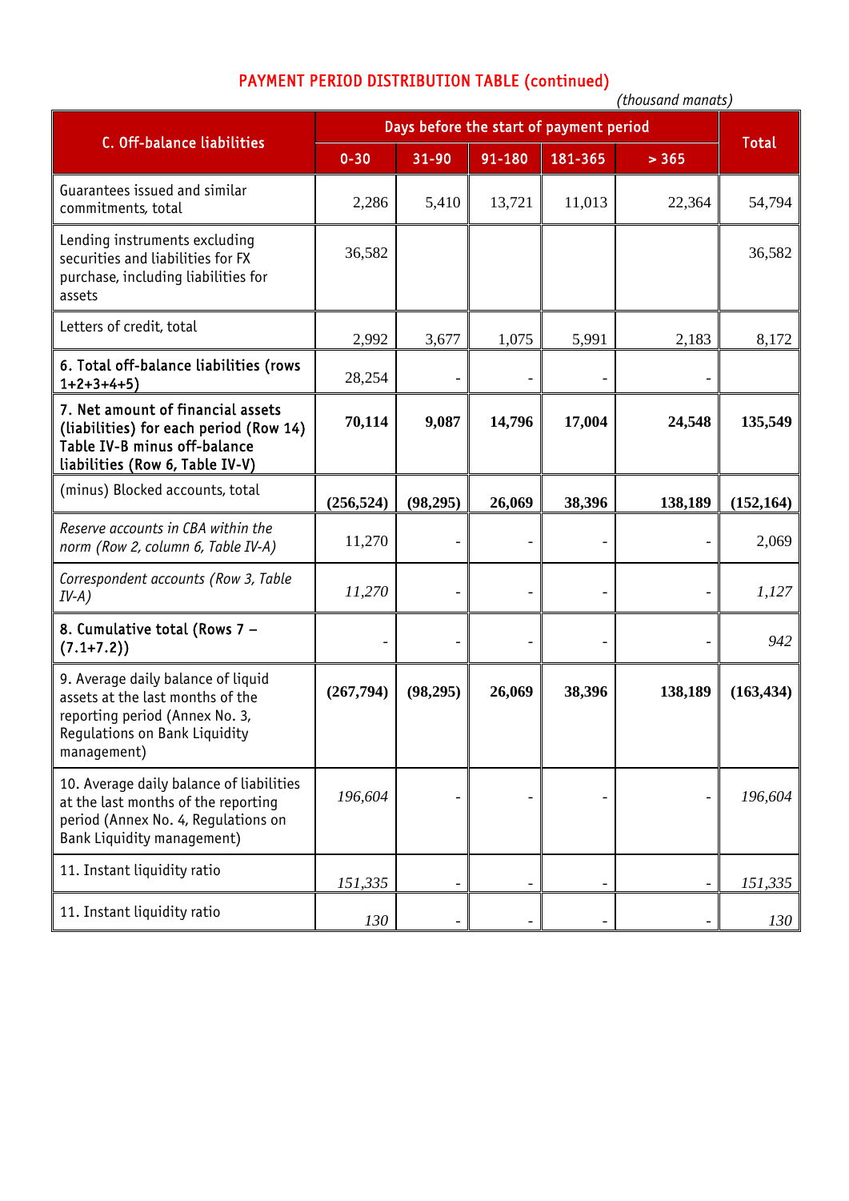# PAYMENT PERIOD DISTRIBUTION TABLE (continued)

*(thousand manats)*

| C. Off-balance liabilities | Days before the start of payment period | | | | | Total |
|---|---|---|---|---|---|---|
| | 0-30 | 31-90 | 91-180 | 181-365 | > 365 | |
| Guarantees issued and similar commitments, total | 2,286 | 5,410 | 13,721 | 11,013 | 22,364 | 54,794 |
| Lending instruments excluding securities and liabilities for FX purchase, including liabilities for assets | 36,582 | | | | | 36,582 |
| Letters of credit, total | 2,992 | 3,677 | 1,075 | 5,991 | 2,183 | 8,172 |
| **6. Total off-balance liabilities (rows 1+2+3+4+5)** | 28,254 | - | - | - | - | |
| **7. Net amount of financial assets (liabilities) for each period (Row 14) Table IV-B minus off-balance liabilities (Row 6, Table IV-V)** | **70,114** | **9,087** | **14,796** | **17,004** | **24,548** | **135,549** |
| (minus) Blocked accounts, total | **(256,524)** | **(98,295)** | **26,069** | **38,396** | **138,189** | **(152,164)** |
| *Reserve accounts in CBA within the norm (Row 2, column 6, Table IV-A)* | 11,270 | - | - | - | - | 2,069 |
| *Correspondent accounts (Row 3, Table IV-A)* | *11,270* | - | - | - | - | *1,127* |
| **8. Cumulative total (Rows 7 – (7.1+7.2))** | - | - | - | - | - | *942* |
| 9. Average daily balance of liquid assets at the last months of the reporting period (Annex No. 3, Regulations on Bank Liquidity management) | **(267,794)** | **(98,295)** | **26,069** | **38,396** | **138,189** | **(163,434)** |
| 10. Average daily balance of liabilities at the last months of the reporting period (Annex No. 4, Regulations on Bank Liquidity management) | *196,604* | - | - | - | - | *196,604* |
| 11. Instant liquidity ratio | *151,335* | - | - | - | - | *151,335* |
| 11. Instant liquidity ratio | *130* | - | - | - | - | *130* |